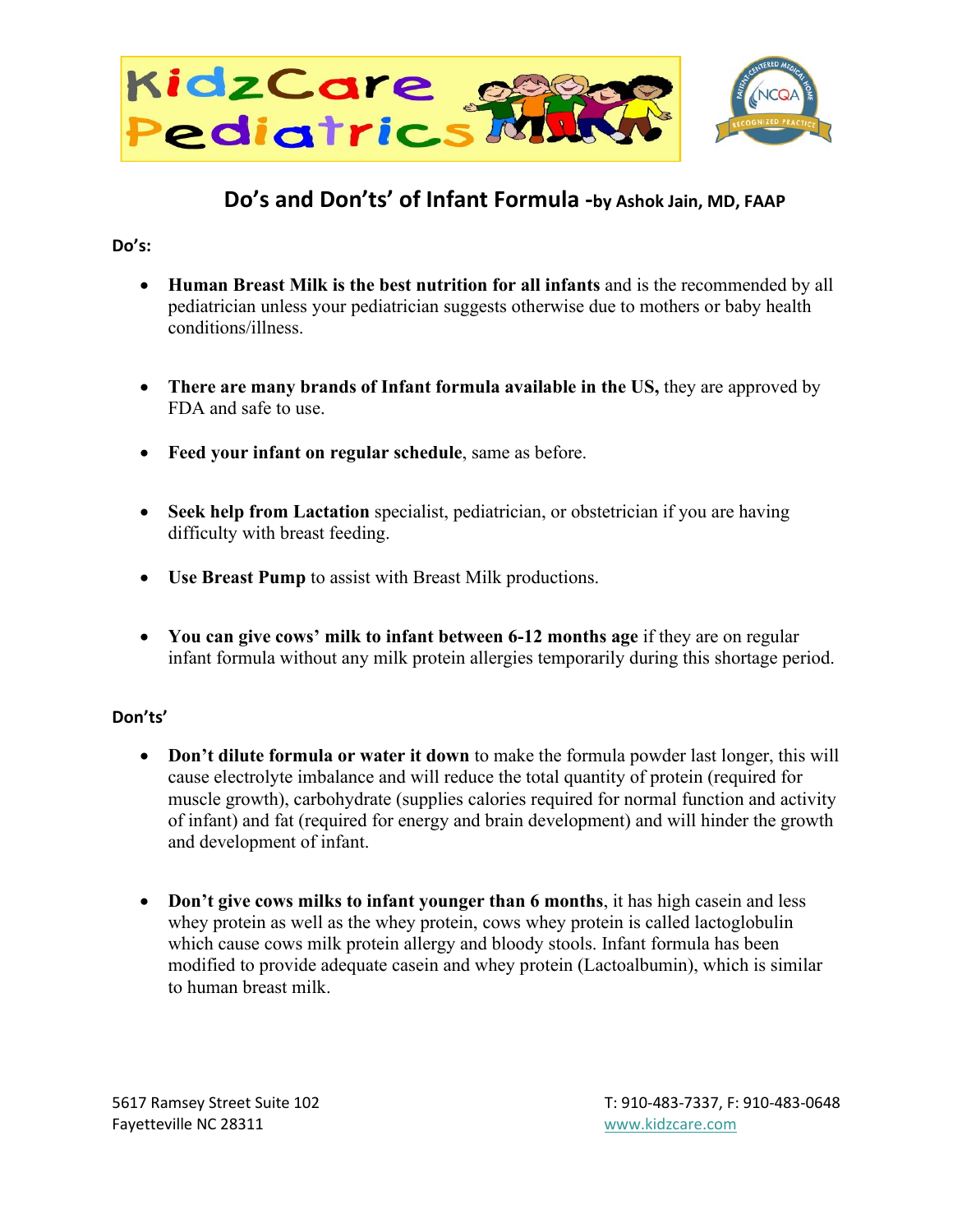KidzCare Pediatrics

# Do's and Don'ts' of Infant Formula -by Ashok Jain, MD, FAAP

**Do's:**

- **Human Breast Milk is the best nutrition for all infants** and is the recommended by all pediatrician unless your pediatrician suggests otherwise due to mothers or baby health conditions/illness.
- **There are many brands of Infant formula available in the US,** they are approved by FDA and safe to use.
- **Feed your infant on regular schedule**, same as before.
- **Seek help from Lactation** specialist, pediatrician, or obstetrician if you are having difficulty with breast feeding.
- **Use Breast Pump** to assist with Breast Milk productions.
- **You can give cows' milk to infant between 6-12 months age** if they are on regular infant formula without any milk protein allergies temporarily during this shortage period.

**Don'ts'**

- **Don't dilute formula or water it down** to make the formula powder last longer, this will cause electrolyte imbalance and will reduce the total quantity of protein (required for muscle growth), carbohydrate (supplies calories required for normal function and activity of infant) and fat (required for energy and brain development) and will hinder the growth and development of infant.
- **Don't give cows milks to infant younger than 6 months**, it has high casein and less whey protein as well as the whey protein, cows whey protein is called lactoglobulin which cause cows milk protein allergy and bloody stools. Infant formula has been modified to provide adequate casein and whey protein (Lactoalbumin), which is similar to human breast milk.

5617 Ramsey Street Suite 102
Fayetteville NC 28311

T: 910-483-7337, F: 910-483-0648
www.kidzcare.com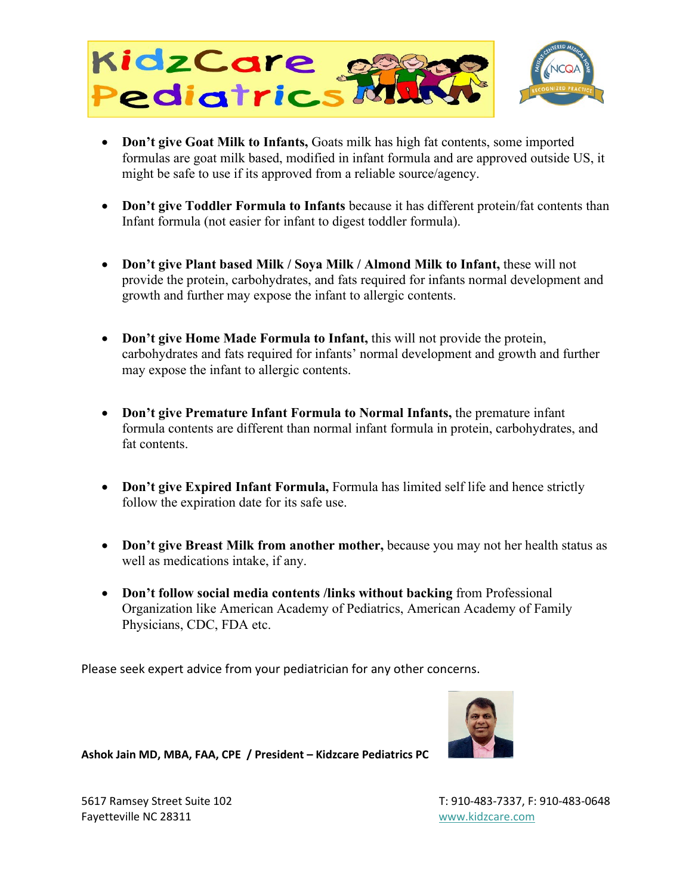- **Don't give Goat Milk to Infants,** Goats milk has high fat contents, some imported formulas are goat milk based, modified in infant formula and are approved outside US, it might be safe to use if its approved from a reliable source/agency.

- **Don't give Toddler Formula to Infants** because it has different protein/fat contents than Infant formula (not easier for infant to digest toddler formula).

- **Don't give Plant based Milk / Soya Milk / Almond Milk to Infant,** these will not provide the protein, carbohydrates, and fats required for infants normal development and growth and further may expose the infant to allergic contents.

- **Don't give Home Made Formula to Infant,** this will not provide the protein, carbohydrates and fats required for infants' normal development and growth and further may expose the infant to allergic contents.

- **Don't give Premature Infant Formula to Normal Infants,** the premature infant formula contents are different than normal infant formula in protein, carbohydrates, and fat contents.

- **Don't give Expired Infant Formula,** Formula has limited self life and hence strictly follow the expiration date for its safe use.

- **Don't give Breast Milk from another mother,** because you may not her health status as well as medications intake, if any.

- **Don't follow social media contents /links without backing** from Professional Organization like American Academy of Pediatrics, American Academy of Family Physicians, CDC, FDA etc.

Please seek expert advice from your pediatrician for any other concerns.

**Ashok Jain MD, MBA, FAA, CPE / President – Kidzcare Pediatrics PC**

5617 Ramsey Street Suite 102
Fayetteville NC 28311

T: 910-483-7337, F: 910-483-0648
www.kidzcare.com